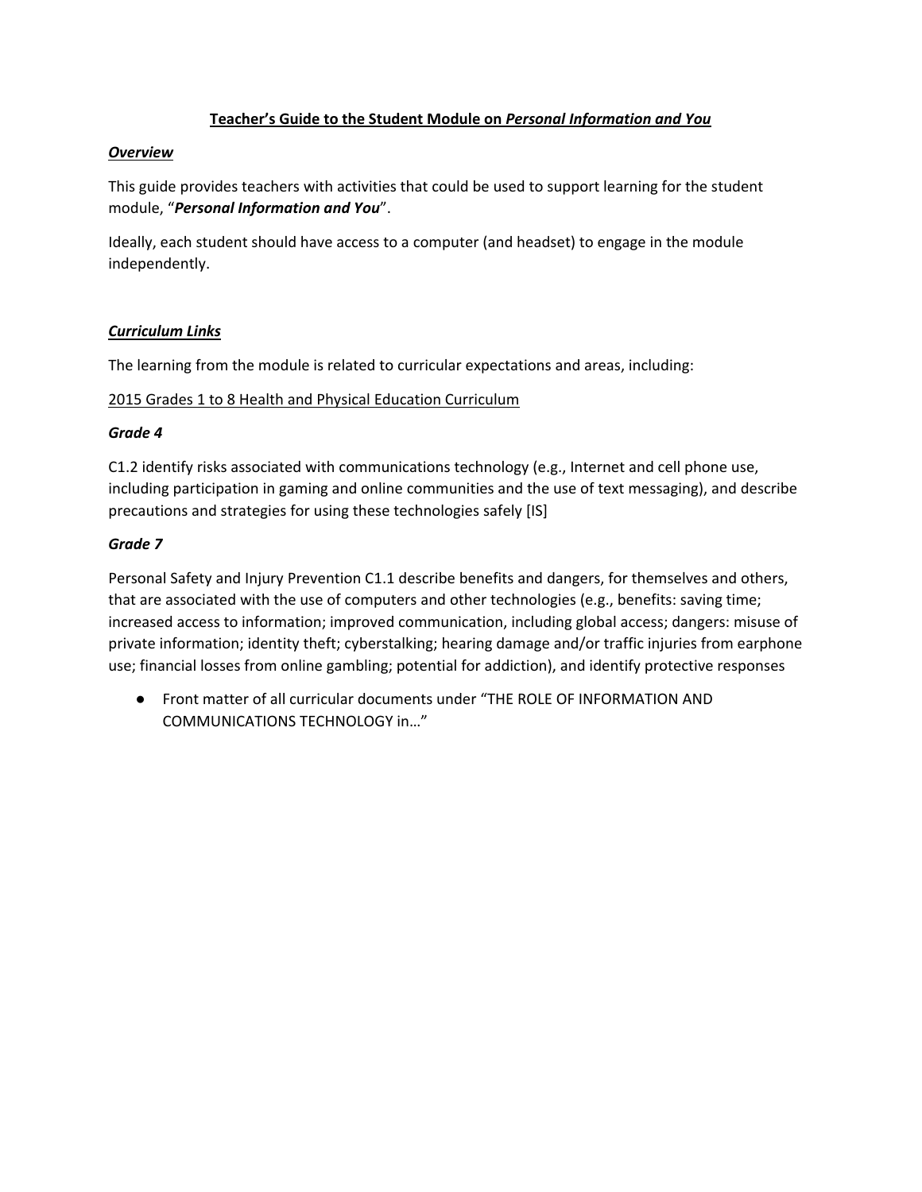# Teacher's Guide to the Student Module on *Personal Information and You*

## *Overview*

This guide provides teachers with activities that could be used to support learning for the student module, "***Personal Information and You***".

Ideally, each student should have access to a computer (and headset) to engage in the module independently.

## *Curriculum Links*

The learning from the module is related to curricular expectations and areas, including:

2015 Grades 1 to 8 Health and Physical Education Curriculum

### *Grade 4*

C1.2 identify risks associated with communications technology (e.g., Internet and cell phone use, including participation in gaming and online communities and the use of text messaging), and describe precautions and strategies for using these technologies safely [IS]

### *Grade 7*

Personal Safety and Injury Prevention C1.1 describe benefits and dangers, for themselves and others, that are associated with the use of computers and other technologies (e.g., benefits: saving time; increased access to information; improved communication, including global access; dangers: misuse of private information; identity theft; cyberstalking; hearing damage and/or traffic injuries from earphone use; financial losses from online gambling; potential for addiction), and identify protective responses

- Front matter of all curricular documents under "THE ROLE OF INFORMATION AND COMMUNICATIONS TECHNOLOGY in…"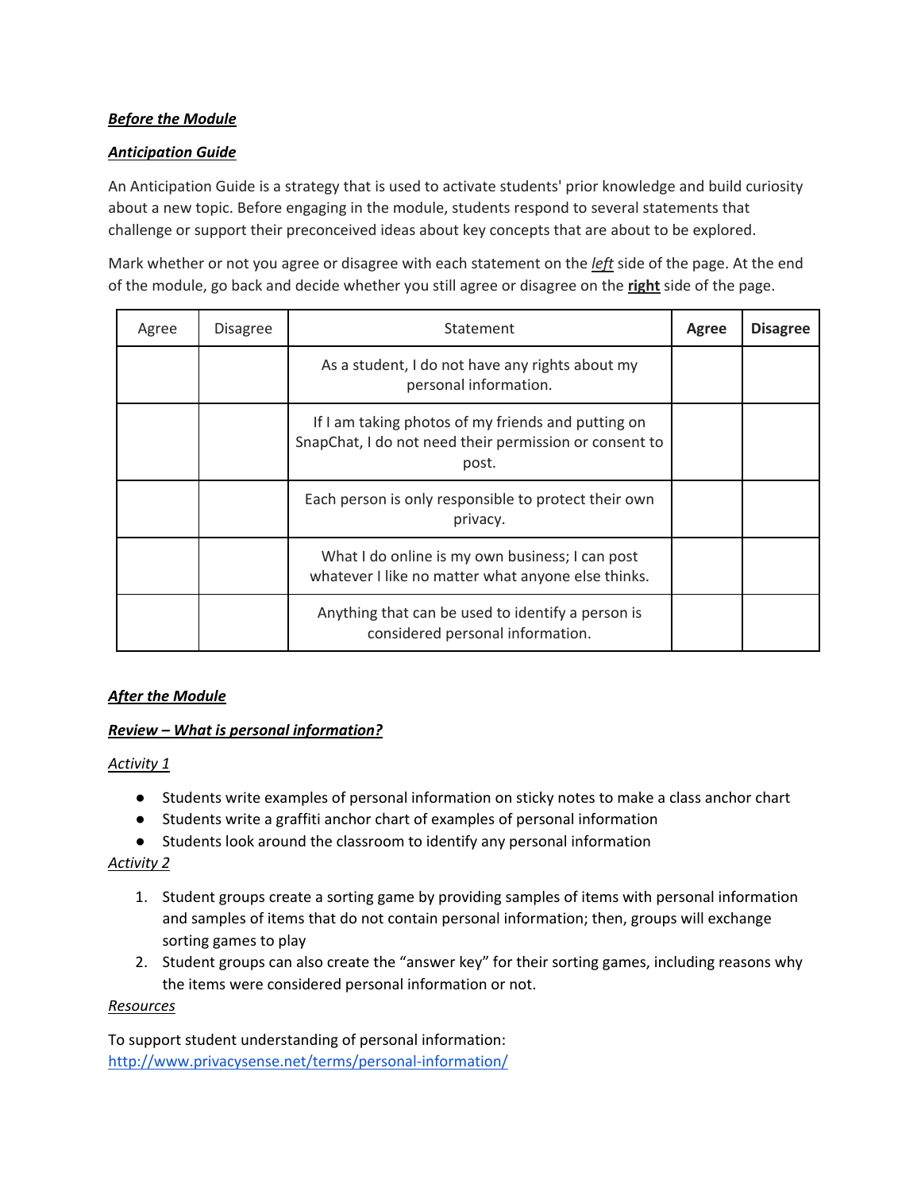***Before the Module***

***Anticipation Guide***

An Anticipation Guide is a strategy that is used to activate students' prior knowledge and build curiosity about a new topic. Before engaging in the module, students respond to several statements that challenge or support their preconceived ideas about key concepts that are about to be explored.

Mark whether or not you agree or disagree with each statement on the *left* side of the page. At the end of the module, go back and decide whether you still agree or disagree on the **right** side of the page.

| Agree | Disagree | Statement | **Agree** | **Disagree** |
|---|---|---|---|---|
| | | As a student, I do not have any rights about my personal information. | | |
| | | If I am taking photos of my friends and putting on SnapChat, I do not need their permission or consent to post. | | |
| | | Each person is only responsible to protect their own privacy. | | |
| | | What I do online is my own business; I can post whatever I like no matter what anyone else thinks. | | |
| | | Anything that can be used to identify a person is considered personal information. | | |

***After the Module***

***Review – What is personal information?***

*Activity 1*

- Students write examples of personal information on sticky notes to make a class anchor chart
- Students write a graffiti anchor chart of examples of personal information
- Students look around the classroom to identify any personal information

*Activity 2*

1. Student groups create a sorting game by providing samples of items with personal information and samples of items that do not contain personal information; then, groups will exchange sorting games to play
2. Student groups can also create the "answer key" for their sorting games, including reasons why the items were considered personal information or not.

*Resources*

To support student understanding of personal information:
http://www.privacysense.net/terms/personal-information/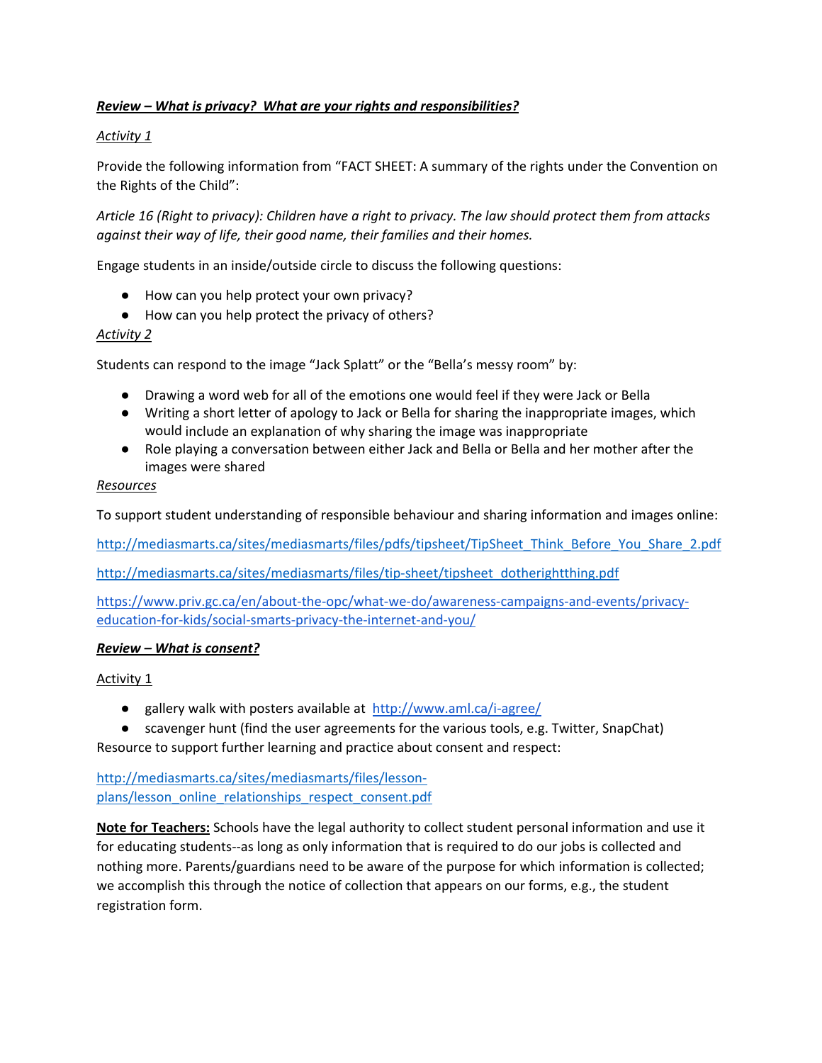***Review – What is privacy? What are your rights and responsibilities?***

*Activity 1*

Provide the following information from "FACT SHEET: A summary of the rights under the Convention on the Rights of the Child":

*Article 16 (Right to privacy): Children have a right to privacy. The law should protect them from attacks against their way of life, their good name, their families and their homes.*

Engage students in an inside/outside circle to discuss the following questions:

- How can you help protect your own privacy?
- How can you help protect the privacy of others?

*Activity 2*

Students can respond to the image "Jack Splatt" or the "Bella's messy room" by:

- Drawing a word web for all of the emotions one would feel if they were Jack or Bella
- Writing a short letter of apology to Jack or Bella for sharing the inappropriate images, which would include an explanation of why sharing the image was inappropriate
- Role playing a conversation between either Jack and Bella or Bella and her mother after the images were shared

*Resources*

To support student understanding of responsible behaviour and sharing information and images online:

http://mediasmarts.ca/sites/mediasmarts/files/pdfs/tipsheet/TipSheet_Think_Before_You_Share_2.pdf

http://mediasmarts.ca/sites/mediasmarts/files/tip-sheet/tipsheet_dotherightthing.pdf

https://www.priv.gc.ca/en/about-the-opc/what-we-do/awareness-campaigns-and-events/privacy-education-for-kids/social-smarts-privacy-the-internet-and-you/

***Review – What is consent?***

Activity 1

- gallery walk with posters available at http://www.aml.ca/i-agree/
- scavenger hunt (find the user agreements for the various tools, e.g. Twitter, SnapChat)

Resource to support further learning and practice about consent and respect:

http://mediasmarts.ca/sites/mediasmarts/files/lesson-plans/lesson_online_relationships_respect_consent.pdf

**Note for Teachers:** Schools have the legal authority to collect student personal information and use it for educating students--as long as only information that is required to do our jobs is collected and nothing more. Parents/guardians need to be aware of the purpose for which information is collected; we accomplish this through the notice of collection that appears on our forms, e.g., the student registration form.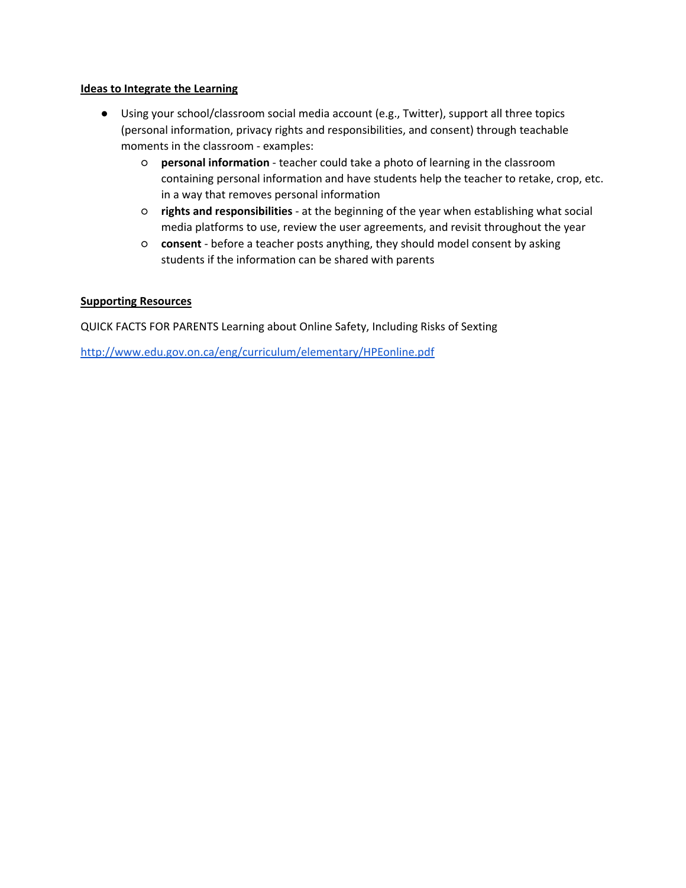**Ideas to Integrate the Learning**

- Using your school/classroom social media account (e.g., Twitter), support all three topics (personal information, privacy rights and responsibilities, and consent) through teachable moments in the classroom - examples:
  - **personal information** - teacher could take a photo of learning in the classroom containing personal information and have students help the teacher to retake, crop, etc. in a way that removes personal information
  - **rights and responsibilities** - at the beginning of the year when establishing what social media platforms to use, review the user agreements, and revisit throughout the year
  - **consent** - before a teacher posts anything, they should model consent by asking students if the information can be shared with parents

**Supporting Resources**

QUICK FACTS FOR PARENTS Learning about Online Safety, Including Risks of Sexting

[http://www.edu.gov.on.ca/eng/curriculum/elementary/HPEonline.pdf](http://www.edu.gov.on.ca/eng/curriculum/elementary/HPEonline.pdf)